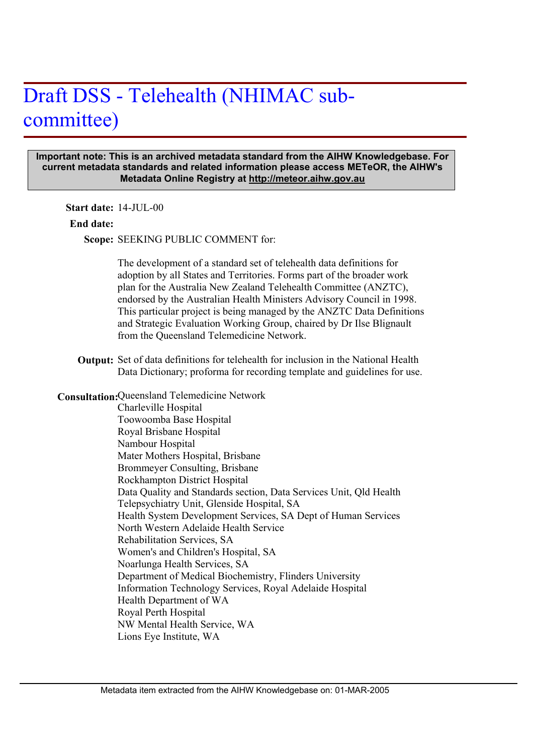# Draft DSS - Telehealth (NHIMAC sub-committee)

**Important note: This is an archived metadata standard from the AIHW Knowledgebase. For current metadata standards and related information please access METeOR, the AIHW's Metadata Online Registry at http://meteor.aihw.gov.au**

**Start date:** 14-JUL-00

**End date:**

**Scope:** SEEKING PUBLIC COMMENT for:

The development of a standard set of telehealth data definitions for adoption by all States and Territories. Forms part of the broader work plan for the Australia New Zealand Telehealth Committee (ANZTC), endorsed by the Australian Health Ministers Advisory Council in 1998. This particular project is being managed by the ANZTC Data Definitions and Strategic Evaluation Working Group, chaired by Dr Ilse Blignault from the Queensland Telemedicine Network.

**Output:** Set of data definitions for telehealth for inclusion in the National Health Data Dictionary; proforma for recording template and guidelines for use.

**Consultation:**
Queensland Telemedicine Network
Charleville Hospital
Toowoomba Base Hospital
Royal Brisbane Hospital
Nambour Hospital
Mater Mothers Hospital, Brisbane
Brommeyer Consulting, Brisbane
Rockhampton District Hospital
Data Quality and Standards section, Data Services Unit, Qld Health
Telepsychiatry Unit, Glenside Hospital, SA
Health System Development Services, SA Dept of Human Services
North Western Adelaide Health Service
Rehabilitation Services, SA
Women's and Children's Hospital, SA
Noarlunga Health Services, SA
Department of Medical Biochemistry, Flinders University
Information Technology Services, Royal Adelaide Hospital
Health Department of WA
Royal Perth Hospital
NW Mental Health Service, WA
Lions Eye Institute, WA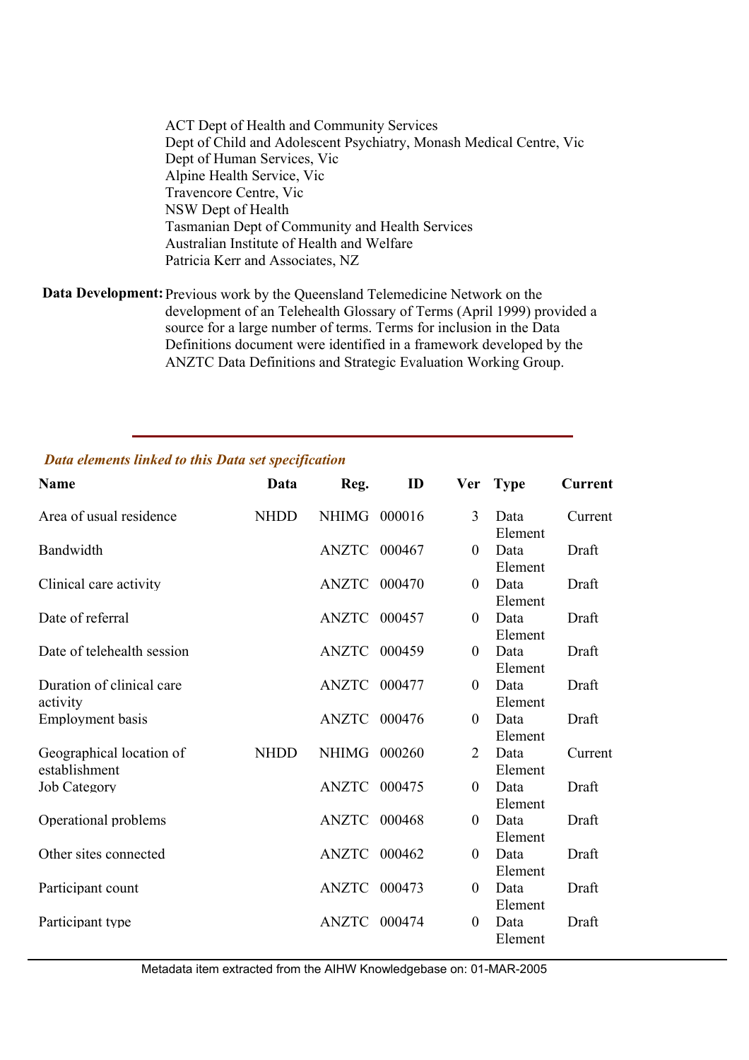ACT Dept of Health and Community Services
Dept of Child and Adolescent Psychiatry, Monash Medical Centre, Vic
Dept of Human Services, Vic
Alpine Health Service, Vic
Travencore Centre, Vic
NSW Dept of Health
Tasmanian Dept of Community and Health Services
Australian Institute of Health and Welfare
Patricia Kerr and Associates, NZ

**Data Development:** Previous work by the Queensland Telemedicine Network on the development of an Telehealth Glossary of Terms (April 1999) provided a source for a large number of terms. Terms for inclusion in the Data Definitions document were identified in a framework developed by the ANZTC Data Definitions and Strategic Evaluation Working Group.

---

***Data elements linked to this Data set specification***

| Name | Data | Reg. | ID | Ver | Type | Current |
|---|---|---|---|---|---|---|
| Area of usual residence | NHDD | NHIMG | 000016 | 3 | Data Element | Current |
| Bandwidth | | ANZTC | 000467 | 0 | Data Element | Draft |
| Clinical care activity | | ANZTC | 000470 | 0 | Data Element | Draft |
| Date of referral | | ANZTC | 000457 | 0 | Data Element | Draft |
| Date of telehealth session | | ANZTC | 000459 | 0 | Data Element | Draft |
| Duration of clinical care activity | | ANZTC | 000477 | 0 | Data Element | Draft |
| Employment basis | | ANZTC | 000476 | 0 | Data Element | Draft |
| Geographical location of establishment | NHDD | NHIMG | 000260 | 2 | Data Element | Current |
| Job Category | | ANZTC | 000475 | 0 | Data Element | Draft |
| Operational problems | | ANZTC | 000468 | 0 | Data Element | Draft |
| Other sites connected | | ANZTC | 000462 | 0 | Data Element | Draft |
| Participant count | | ANZTC | 000473 | 0 | Data Element | Draft |
| Participant type | | ANZTC | 000474 | 0 | Data Element | Draft |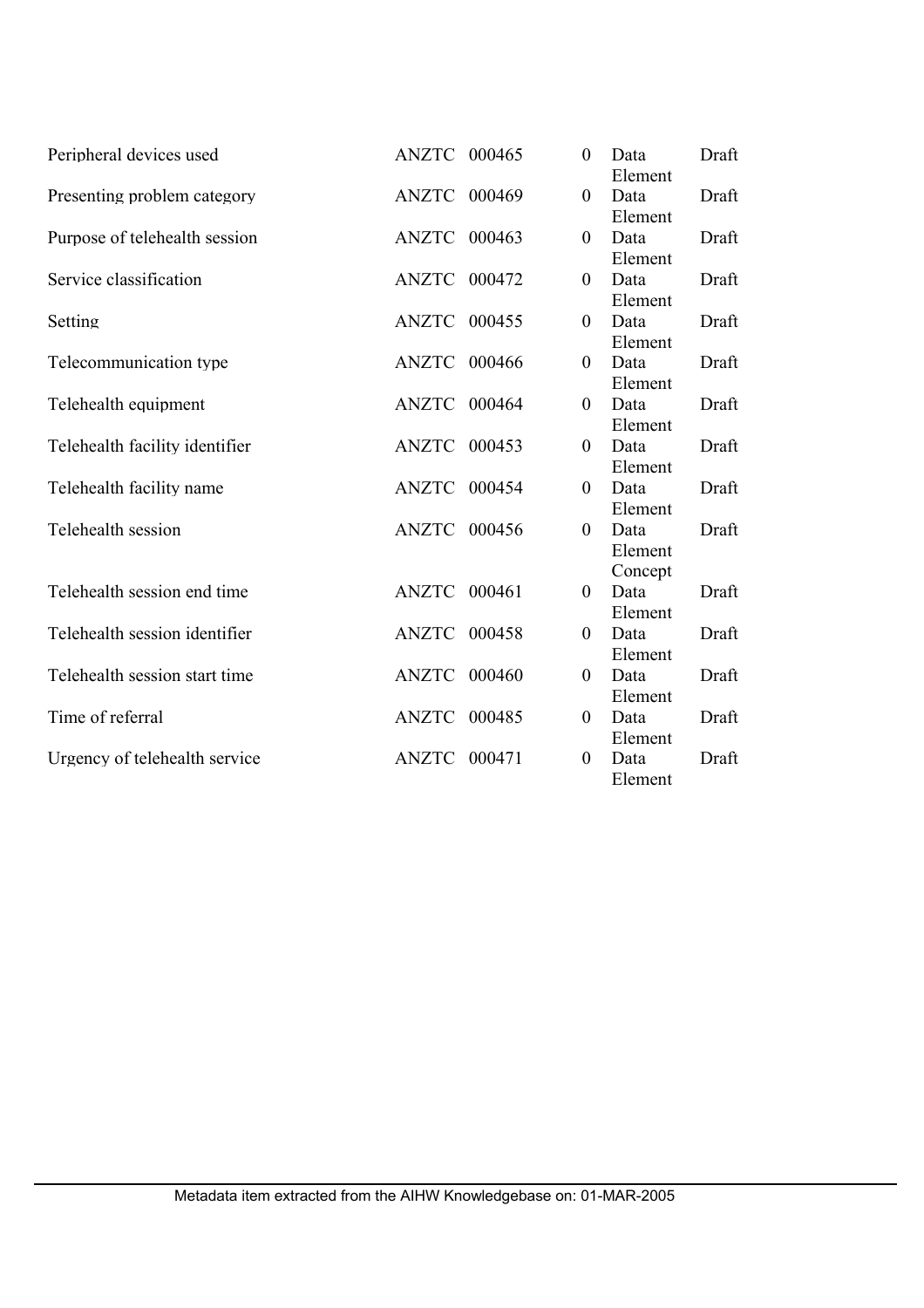| | | | | | |
|---|---|---|---|---|---|
| Peripheral devices used | ANZTC | 000465 | 0 | Data Element | Draft |
| Presenting problem category | ANZTC | 000469 | 0 | Data Element | Draft |
| Purpose of telehealth session | ANZTC | 000463 | 0 | Data Element | Draft |
| Service classification | ANZTC | 000472 | 0 | Data Element | Draft |
| Setting | ANZTC | 000455 | 0 | Data Element | Draft |
| Telecommunication type | ANZTC | 000466 | 0 | Data Element | Draft |
| Telehealth equipment | ANZTC | 000464 | 0 | Data Element | Draft |
| Telehealth facility identifier | ANZTC | 000453 | 0 | Data Element | Draft |
| Telehealth facility name | ANZTC | 000454 | 0 | Data Element | Draft |
| Telehealth session | ANZTC | 000456 | 0 | Data Element Concept | Draft |
| Telehealth session end time | ANZTC | 000461 | 0 | Data Element | Draft |
| Telehealth session identifier | ANZTC | 000458 | 0 | Data Element | Draft |
| Telehealth session start time | ANZTC | 000460 | 0 | Data Element | Draft |
| Time of referral | ANZTC | 000485 | 0 | Data Element | Draft |
| Urgency of telehealth service | ANZTC | 000471 | 0 | Data Element | Draft |

Metadata item extracted from the AIHW Knowledgebase on: 01-MAR-2005